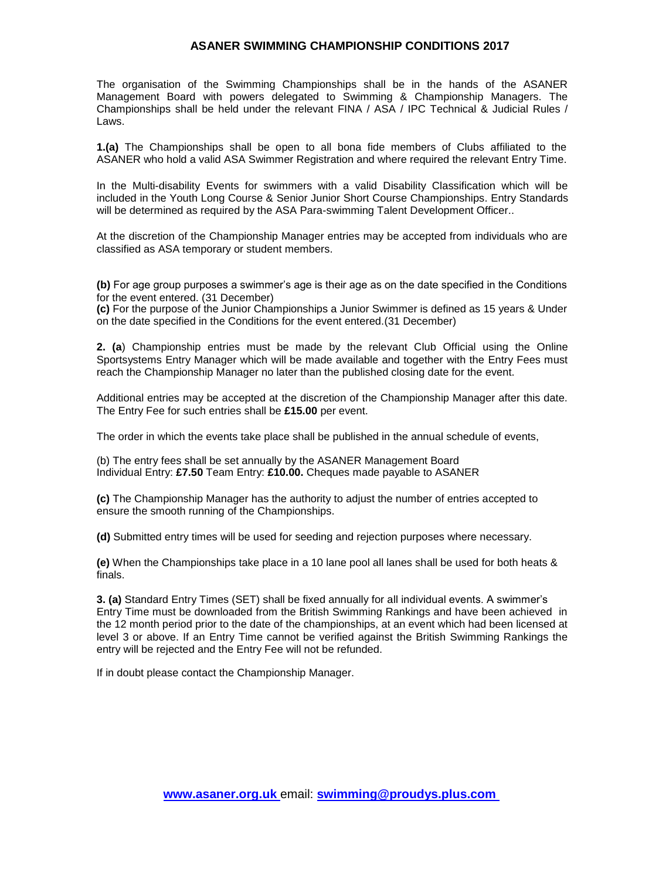# ASANER SWIMMING CHAMPIONSHIP CONDITIONS 2017

The organisation of the Swimming Championships shall be in the hands of the ASANER Management Board with powers delegated to Swimming & Championship Managers. The Championships shall be held under the relevant FINA / ASA / IPC Technical & Judicial Rules / Laws.

**1.(a)** The Championships shall be open to all bona fide members of Clubs affiliated to the ASANER who hold a valid ASA Swimmer Registration and where required the relevant Entry Time.

In the Multi-disability Events for swimmers with a valid Disability Classification which will be included in the Youth Long Course & Senior Junior Short Course Championships. Entry Standards will be determined as required by the ASA Para-swimming Talent Development Officer..

At the discretion of the Championship Manager entries may be accepted from individuals who are classified as ASA temporary or student members.

**(b)** For age group purposes a swimmer's age is their age as on the date specified in the Conditions for the event entered. (31 December)
**(c)** For the purpose of the Junior Championships a Junior Swimmer is defined as 15 years & Under on the date specified in the Conditions for the event entered.(31 December)

**2. (a**) Championship entries must be made by the relevant Club Official using the Online Sportsystems Entry Manager which will be made available and together with the Entry Fees must reach the Championship Manager no later than the published closing date for the event.

Additional entries may be accepted at the discretion of the Championship Manager after this date. The Entry Fee for such entries shall be **£15.00** per event.

The order in which the events take place shall be published in the annual schedule of events,

(b) The entry fees shall be set annually by the ASANER Management Board
Individual Entry: **£7.50** Team Entry: **£10.00.** Cheques made payable to ASANER

**(c)** The Championship Manager has the authority to adjust the number of entries accepted to ensure the smooth running of the Championships.

**(d)** Submitted entry times will be used for seeding and rejection purposes where necessary.

**(e)** When the Championships take place in a 10 lane pool all lanes shall be used for both heats & finals.

**3. (a)** Standard Entry Times (SET) shall be fixed annually for all individual events. A swimmer's Entry Time must be downloaded from the British Swimming Rankings and have been achieved in the 12 month period prior to the date of the championships, at an event which had been licensed at level 3 or above. If an Entry Time cannot be verified against the British Swimming Rankings the entry will be rejected and the Entry Fee will not be refunded.

If in doubt please contact the Championship Manager.

**www.asaner.org.uk** email: **swimming@proudys.plus.com**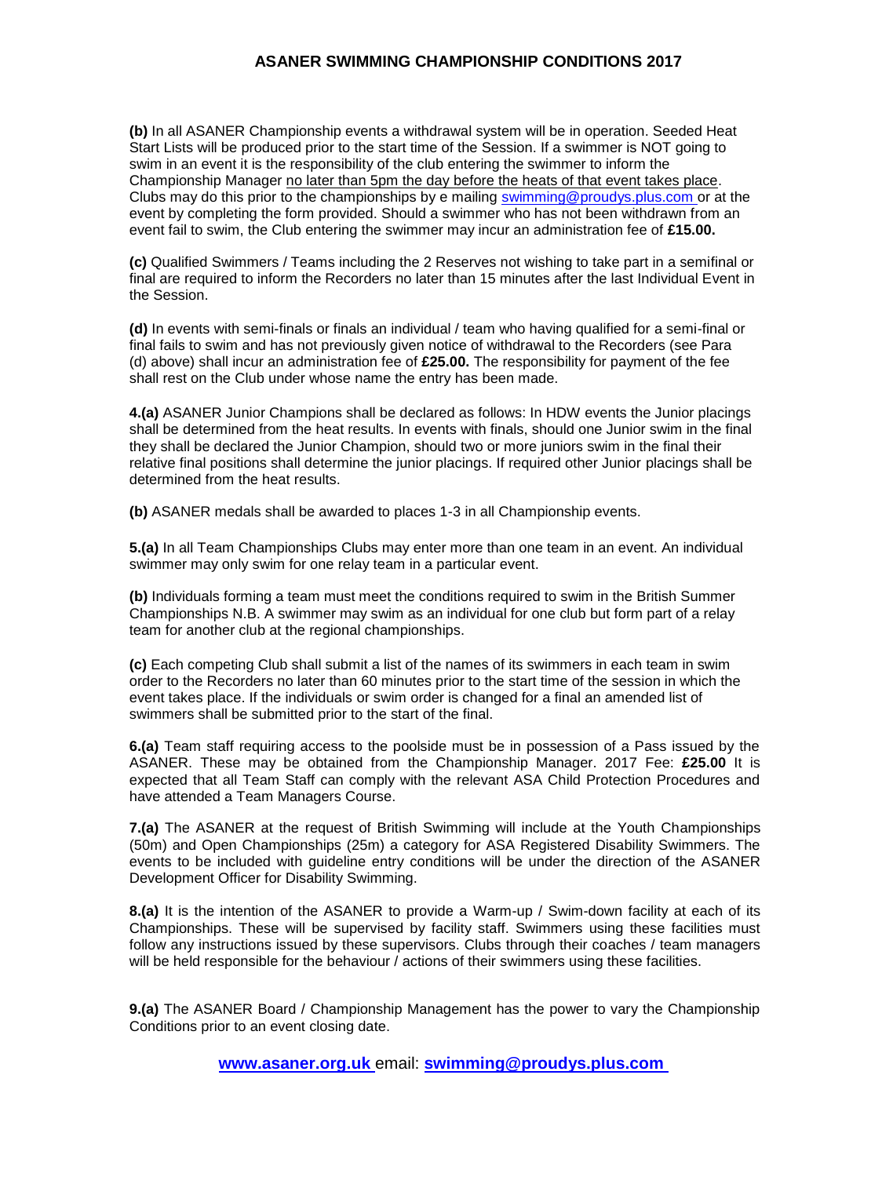**(b)** In all ASANER Championship events a withdrawal system will be in operation. Seeded Heat Start Lists will be produced prior to the start time of the Session. If a swimmer is NOT going to swim in an event it is the responsibility of the club entering the swimmer to inform the Championship Manager no later than 5pm the day before the heats of that event takes place. Clubs may do this prior to the championships by e mailing swimming@proudys.plus.com or at the event by completing the form provided. Should a swimmer who has not been withdrawn from an event fail to swim, the Club entering the swimmer may incur an administration fee of **£15.00.**

**(c)** Qualified Swimmers / Teams including the 2 Reserves not wishing to take part in a semifinal or final are required to inform the Recorders no later than 15 minutes after the last Individual Event in the Session.

**(d)** In events with semi-finals or finals an individual / team who having qualified for a semi-final or final fails to swim and has not previously given notice of withdrawal to the Recorders (see Para (d) above) shall incur an administration fee of **£25.00.** The responsibility for payment of the fee shall rest on the Club under whose name the entry has been made.

**4.(a)** ASANER Junior Champions shall be declared as follows: In HDW events the Junior placings shall be determined from the heat results. In events with finals, should one Junior swim in the final they shall be declared the Junior Champion, should two or more juniors swim in the final their relative final positions shall determine the junior placings. If required other Junior placings shall be determined from the heat results.

**(b)** ASANER medals shall be awarded to places 1-3 in all Championship events.

**5.(a)** In all Team Championships Clubs may enter more than one team in an event. An individual swimmer may only swim for one relay team in a particular event.

**(b)** Individuals forming a team must meet the conditions required to swim in the British Summer Championships N.B. A swimmer may swim as an individual for one club but form part of a relay team for another club at the regional championships.

**(c)** Each competing Club shall submit a list of the names of its swimmers in each team in swim order to the Recorders no later than 60 minutes prior to the start time of the session in which the event takes place. If the individuals or swim order is changed for a final an amended list of swimmers shall be submitted prior to the start of the final.

**6.(a)** Team staff requiring access to the poolside must be in possession of a Pass issued by the ASANER. These may be obtained from the Championship Manager. 2017 Fee: **£25.00** It is expected that all Team Staff can comply with the relevant ASA Child Protection Procedures and have attended a Team Managers Course.

**7.(a)** The ASANER at the request of British Swimming will include at the Youth Championships (50m) and Open Championships (25m) a category for ASA Registered Disability Swimmers. The events to be included with guideline entry conditions will be under the direction of the ASANER Development Officer for Disability Swimming.

**8.(a)** It is the intention of the ASANER to provide a Warm-up / Swim-down facility at each of its Championships. These will be supervised by facility staff. Swimmers using these facilities must follow any instructions issued by these supervisors. Clubs through their coaches / team managers will be held responsible for the behaviour / actions of their swimmers using these facilities.

**9.(a)** The ASANER Board / Championship Management has the power to vary the Championship Conditions prior to an event closing date.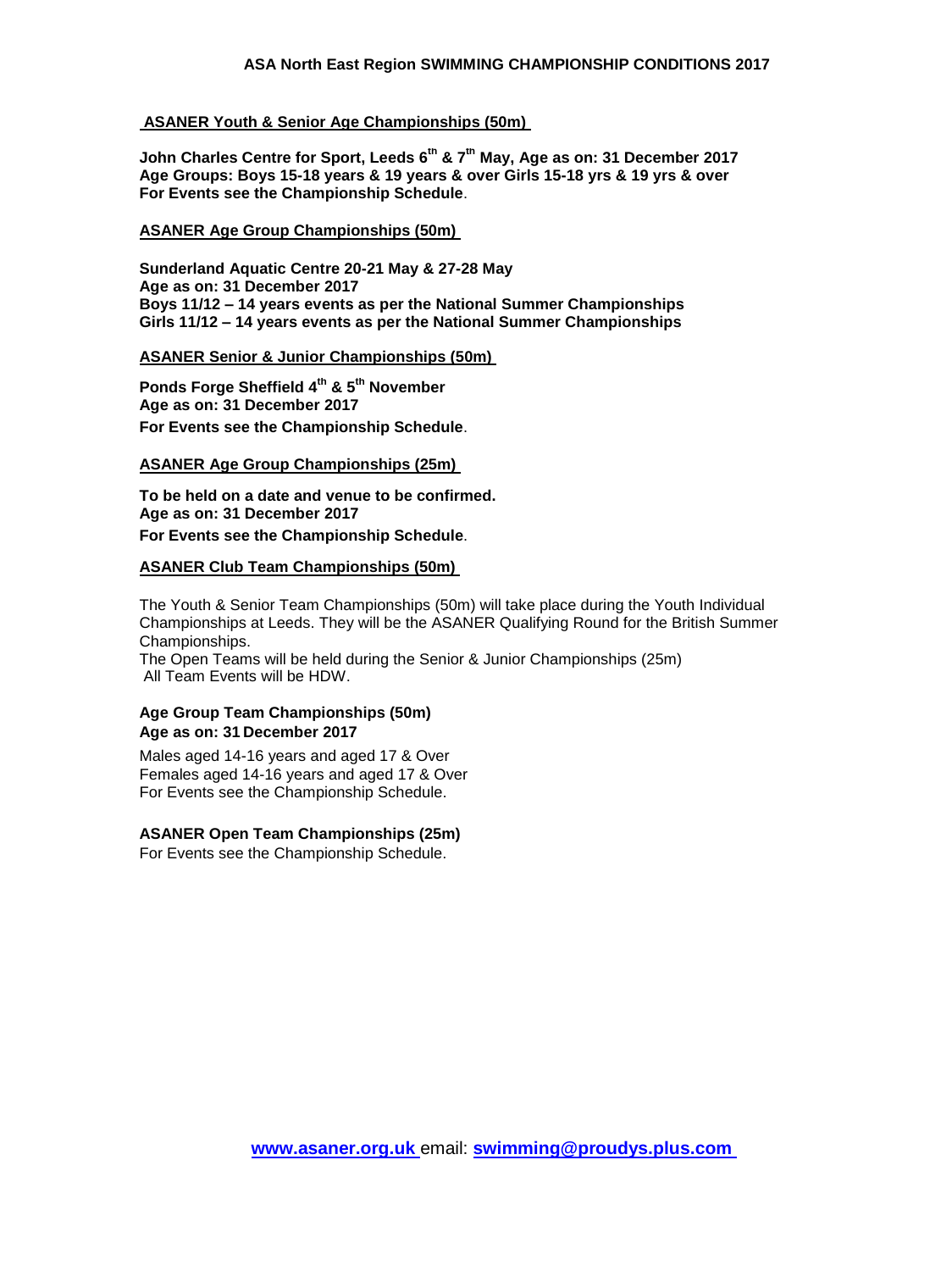**ASA North East Region SWIMMING CHAMPIONSHIP CONDITIONS 2017**

**ASANER Youth & Senior Age Championships (50m)**

**John Charles Centre for Sport, Leeds 6th & 7th May, Age as on: 31 December 2017**
**Age Groups: Boys 15-18 years & 19 years & over Girls 15-18 yrs & 19 yrs & over**
**For Events see the Championship Schedule**.

**ASANER Age Group Championships (50m)**

**Sunderland Aquatic Centre 20-21 May & 27-28 May**
**Age as on: 31 December 2017**
**Boys 11/12 – 14 years events as per the National Summer Championships**
**Girls 11/12 – 14 years events as per the National Summer Championships**

**ASANER Senior & Junior Championships (50m)**

**Ponds Forge Sheffield 4th & 5th November**
**Age as on: 31 December 2017**
**For Events see the Championship Schedule**.

**ASANER Age Group Championships (25m)**

**To be held on a date and venue to be confirmed.**
**Age as on: 31 December 2017**
**For Events see the Championship Schedule**.

**ASANER Club Team Championships (50m)**

The Youth & Senior Team Championships (50m) will take place during the Youth Individual Championships at Leeds. They will be the ASANER Qualifying Round for the British Summer Championships.
The Open Teams will be held during the Senior & Junior Championships (25m)
All Team Events will be HDW.

**Age Group Team Championships (50m)**
**Age as on: 31 December 2017**

Males aged 14-16 years and aged 17 & Over
Females aged 14-16 years and aged 17 & Over
For Events see the Championship Schedule.

**ASANER Open Team Championships (25m)**
For Events see the Championship Schedule.

www.asaner.org.uk email: swimming@proudys.plus.com